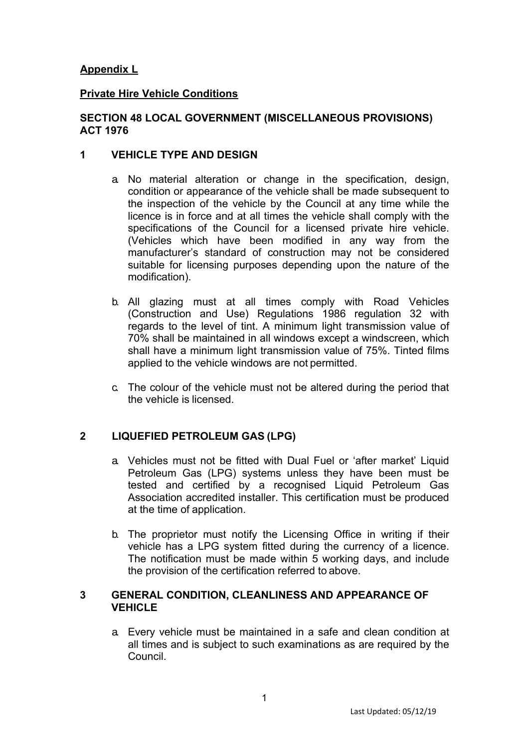**Appendix L**

**Private Hire Vehicle Conditions**

**SECTION 48 LOCAL GOVERNMENT (MISCELLANEOUS PROVISIONS) ACT 1976**

## 1 VEHICLE TYPE AND DESIGN

a. No material alteration or change in the specification, design, condition or appearance of the vehicle shall be made subsequent to the inspection of the vehicle by the Council at any time while the licence is in force and at all times the vehicle shall comply with the specifications of the Council for a licensed private hire vehicle. (Vehicles which have been modified in any way from the manufacturer's standard of construction may not be considered suitable for licensing purposes depending upon the nature of the modification).

b. All glazing must at all times comply with Road Vehicles (Construction and Use) Regulations 1986 regulation 32 with regards to the level of tint. A minimum light transmission value of 70% shall be maintained in all windows except a windscreen, which shall have a minimum light transmission value of 75%. Tinted films applied to the vehicle windows are not permitted.

c. The colour of the vehicle must not be altered during the period that the vehicle is licensed.

## 2 LIQUEFIED PETROLEUM GAS (LPG)

a. Vehicles must not be fitted with Dual Fuel or 'after market' Liquid Petroleum Gas (LPG) systems unless they have been must be tested and certified by a recognised Liquid Petroleum Gas Association accredited installer. This certification must be produced at the time of application.

b. The proprietor must notify the Licensing Office in writing if their vehicle has a LPG system fitted during the currency of a licence. The notification must be made within 5 working days, and include the provision of the certification referred to above.

## 3 GENERAL CONDITION, CLEANLINESS AND APPEARANCE OF VEHICLE

a. Every vehicle must be maintained in a safe and clean condition at all times and is subject to such examinations as are required by the Council.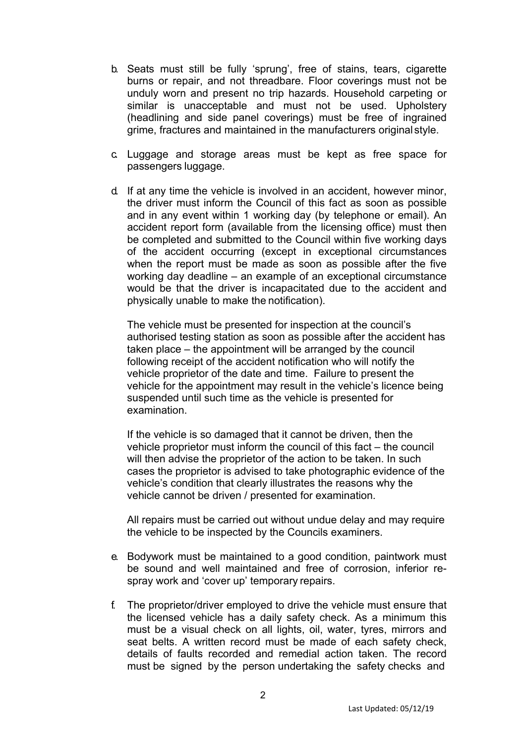b. Seats must still be fully 'sprung', free of stains, tears, cigarette burns or repair, and not threadbare. Floor coverings must not be unduly worn and present no trip hazards. Household carpeting or similar is unacceptable and must not be used. Upholstery (headlining and side panel coverings) must be free of ingrained grime, fractures and maintained in the manufacturers original style.

c. Luggage and storage areas must be kept as free space for passengers luggage.

d. If at any time the vehicle is involved in an accident, however minor, the driver must inform the Council of this fact as soon as possible and in any event within 1 working day (by telephone or email). An accident report form (available from the licensing office) must then be completed and submitted to the Council within five working days of the accident occurring (except in exceptional circumstances when the report must be made as soon as possible after the five working day deadline – an example of an exceptional circumstance would be that the driver is incapacitated due to the accident and physically unable to make the notification).

   The vehicle must be presented for inspection at the council's authorised testing station as soon as possible after the accident has taken place – the appointment will be arranged by the council following receipt of the accident notification who will notify the vehicle proprietor of the date and time. Failure to present the vehicle for the appointment may result in the vehicle's licence being suspended until such time as the vehicle is presented for examination.

   If the vehicle is so damaged that it cannot be driven, then the vehicle proprietor must inform the council of this fact – the council will then advise the proprietor of the action to be taken. In such cases the proprietor is advised to take photographic evidence of the vehicle's condition that clearly illustrates the reasons why the vehicle cannot be driven / presented for examination.

   All repairs must be carried out without undue delay and may require the vehicle to be inspected by the Councils examiners.

e. Bodywork must be maintained to a good condition, paintwork must be sound and well maintained and free of corrosion, inferior re-spray work and 'cover up' temporary repairs.

f. The proprietor/driver employed to drive the vehicle must ensure that the licensed vehicle has a daily safety check. As a minimum this must be a visual check on all lights, oil, water, tyres, mirrors and seat belts. A written record must be made of each safety check, details of faults recorded and remedial action taken. The record must be signed by the person undertaking the safety checks and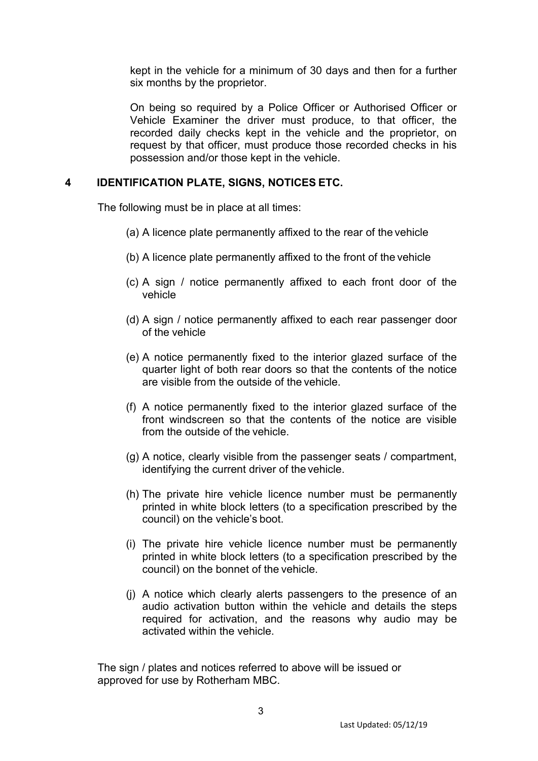kept in the vehicle for a minimum of 30 days and then for a further six months by the proprietor.

On being so required by a Police Officer or Authorised Officer or Vehicle Examiner the driver must produce, to that officer, the recorded daily checks kept in the vehicle and the proprietor, on request by that officer, must produce those recorded checks in his possession and/or those kept in the vehicle.

## 4 IDENTIFICATION PLATE, SIGNS, NOTICES ETC.

The following must be in place at all times:

(a) A licence plate permanently affixed to the rear of the vehicle

(b) A licence plate permanently affixed to the front of the vehicle

(c) A sign / notice permanently affixed to each front door of the vehicle

(d) A sign / notice permanently affixed to each rear passenger door of the vehicle

(e) A notice permanently fixed to the interior glazed surface of the quarter light of both rear doors so that the contents of the notice are visible from the outside of the vehicle.

(f) A notice permanently fixed to the interior glazed surface of the front windscreen so that the contents of the notice are visible from the outside of the vehicle.

(g) A notice, clearly visible from the passenger seats / compartment, identifying the current driver of the vehicle.

(h) The private hire vehicle licence number must be permanently printed in white block letters (to a specification prescribed by the council) on the vehicle's boot.

(i) The private hire vehicle licence number must be permanently printed in white block letters (to a specification prescribed by the council) on the bonnet of the vehicle.

(j) A notice which clearly alerts passengers to the presence of an audio activation button within the vehicle and details the steps required for activation, and the reasons why audio may be activated within the vehicle.

The sign / plates and notices referred to above will be issued or approved for use by Rotherham MBC.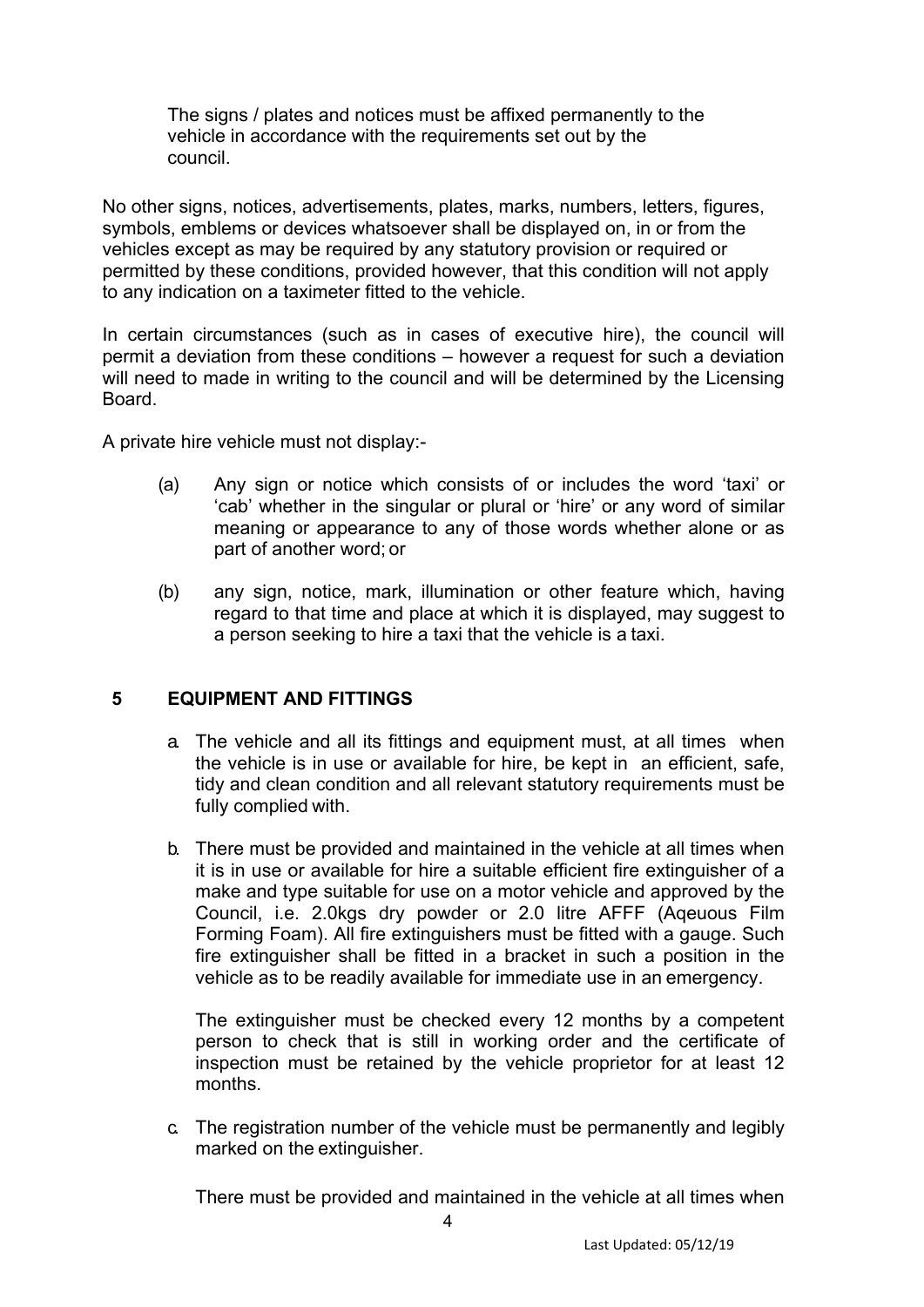The signs / plates and notices must be affixed permanently to the vehicle in accordance with the requirements set out by the council.

No other signs, notices, advertisements, plates, marks, numbers, letters, figures, symbols, emblems or devices whatsoever shall be displayed on, in or from the vehicles except as may be required by any statutory provision or required or permitted by these conditions, provided however, that this condition will not apply to any indication on a taximeter fitted to the vehicle.

In certain circumstances (such as in cases of executive hire), the council will permit a deviation from these conditions – however a request for such a deviation will need to made in writing to the council and will be determined by the Licensing Board.

A private hire vehicle must not display:-

(a) Any sign or notice which consists of or includes the word 'taxi' or 'cab' whether in the singular or plural or 'hire' or any word of similar meaning or appearance to any of those words whether alone or as part of another word; or

(b) any sign, notice, mark, illumination or other feature which, having regard to that time and place at which it is displayed, may suggest to a person seeking to hire a taxi that the vehicle is a taxi.

## 5 EQUIPMENT AND FITTINGS

a. The vehicle and all its fittings and equipment must, at all times when the vehicle is in use or available for hire, be kept in an efficient, safe, tidy and clean condition and all relevant statutory requirements must be fully complied with.

b. There must be provided and maintained in the vehicle at all times when it is in use or available for hire a suitable efficient fire extinguisher of a make and type suitable for use on a motor vehicle and approved by the Council, i.e. 2.0kgs dry powder or 2.0 litre AFFF (Aqeuous Film Forming Foam). All fire extinguishers must be fitted with a gauge. Such fire extinguisher shall be fitted in a bracket in such a position in the vehicle as to be readily available for immediate use in an emergency.

   The extinguisher must be checked every 12 months by a competent person to check that is still in working order and the certificate of inspection must be retained by the vehicle proprietor for at least 12 months.

c. The registration number of the vehicle must be permanently and legibly marked on the extinguisher.

   There must be provided and maintained in the vehicle at all times when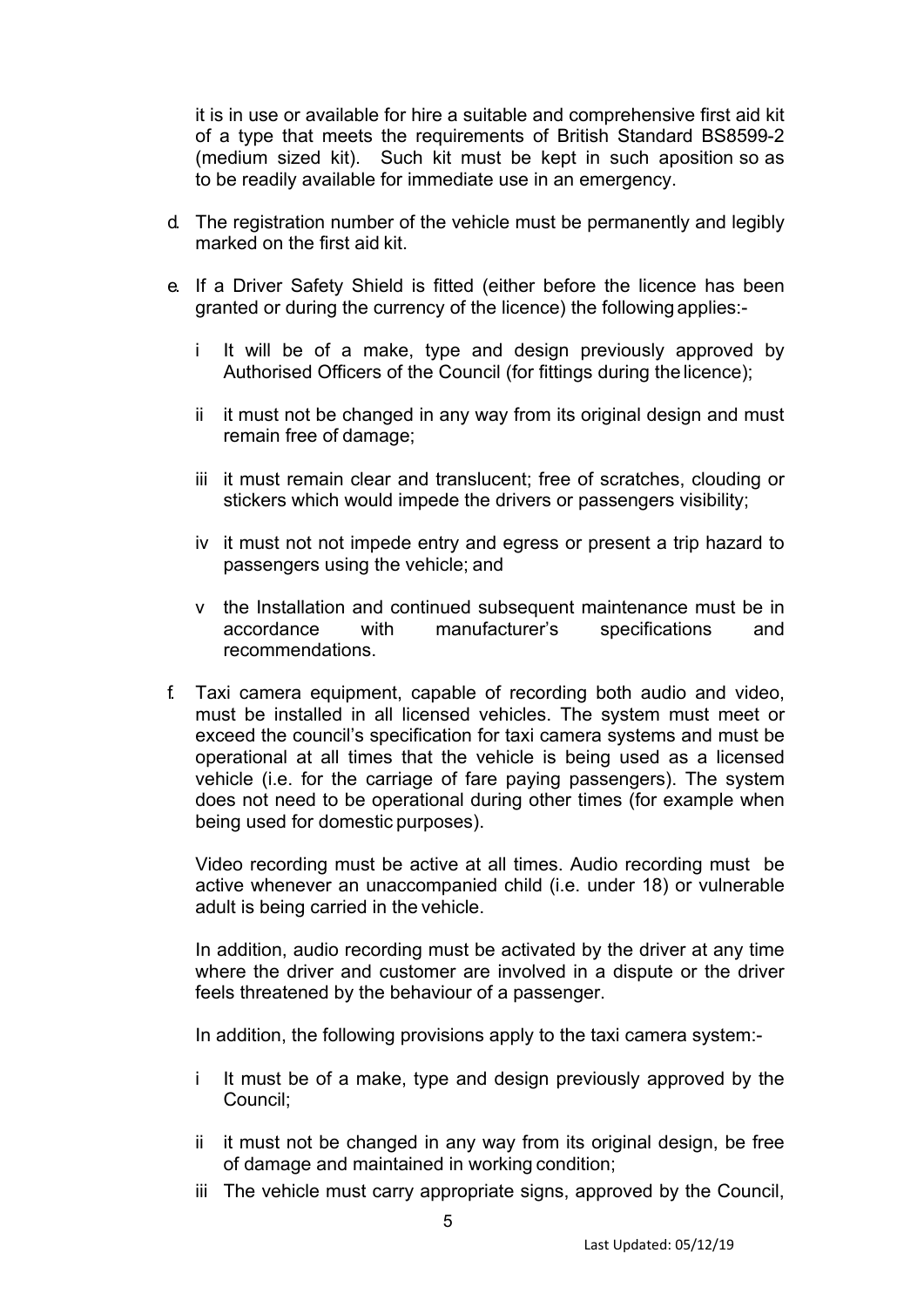it is in use or available for hire a suitable and comprehensive first aid kit of a type that meets the requirements of British Standard BS8599-2 (medium sized kit). Such kit must be kept in such aposition so as to be readily available for immediate use in an emergency.

d. The registration number of the vehicle must be permanently and legibly marked on the first aid kit.

e. If a Driver Safety Shield is fitted (either before the licence has been granted or during the currency of the licence) the following applies:-

   i It will be of a make, type and design previously approved by Authorised Officers of the Council (for fittings during the licence);

   ii it must not be changed in any way from its original design and must remain free of damage;

   iii it must remain clear and translucent; free of scratches, clouding or stickers which would impede the drivers or passengers visibility;

   iv it must not not impede entry and egress or present a trip hazard to passengers using the vehicle; and

   v the Installation and continued subsequent maintenance must be in accordance with manufacturer's specifications and recommendations.

f. Taxi camera equipment, capable of recording both audio and video, must be installed in all licensed vehicles. The system must meet or exceed the council's specification for taxi camera systems and must be operational at all times that the vehicle is being used as a licensed vehicle (i.e. for the carriage of fare paying passengers). The system does not need to be operational during other times (for example when being used for domestic purposes).

   Video recording must be active at all times. Audio recording must be active whenever an unaccompanied child (i.e. under 18) or vulnerable adult is being carried in the vehicle.

   In addition, audio recording must be activated by the driver at any time where the driver and customer are involved in a dispute or the driver feels threatened by the behaviour of a passenger.

   In addition, the following provisions apply to the taxi camera system:-

   i It must be of a make, type and design previously approved by the Council;

   ii it must not be changed in any way from its original design, be free of damage and maintained in working condition;

   iii The vehicle must carry appropriate signs, approved by the Council,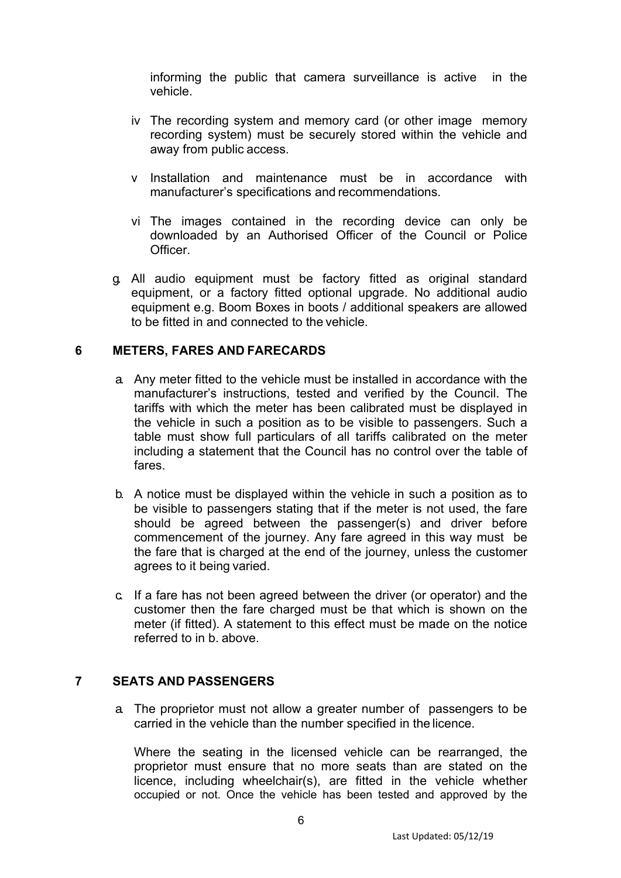informing the public that camera surveillance is active in the vehicle.

iv The recording system and memory card (or other image memory recording system) must be securely stored within the vehicle and away from public access.

v Installation and maintenance must be in accordance with manufacturer's specifications and recommendations.

vi The images contained in the recording device can only be downloaded by an Authorised Officer of the Council or Police Officer.

g. All audio equipment must be factory fitted as original standard equipment, or a factory fitted optional upgrade. No additional audio equipment e.g. Boom Boxes in boots / additional speakers are allowed to be fitted in and connected to the vehicle.

## 6 METERS, FARES AND FARECARDS

a. Any meter fitted to the vehicle must be installed in accordance with the manufacturer's instructions, tested and verified by the Council. The tariffs with which the meter has been calibrated must be displayed in the vehicle in such a position as to be visible to passengers. Such a table must show full particulars of all tariffs calibrated on the meter including a statement that the Council has no control over the table of fares.

b. A notice must be displayed within the vehicle in such a position as to be visible to passengers stating that if the meter is not used, the fare should be agreed between the passenger(s) and driver before commencement of the journey. Any fare agreed in this way must be the fare that is charged at the end of the journey, unless the customer agrees to it being varied.

c. If a fare has not been agreed between the driver (or operator) and the customer then the fare charged must be that which is shown on the meter (if fitted). A statement to this effect must be made on the notice referred to in b. above.

## 7 SEATS AND PASSENGERS

a. The proprietor must not allow a greater number of passengers to be carried in the vehicle than the number specified in the licence.

Where the seating in the licensed vehicle can be rearranged, the proprietor must ensure that no more seats than are stated on the licence, including wheelchair(s), are fitted in the vehicle whether occupied or not. Once the vehicle has been tested and approved by the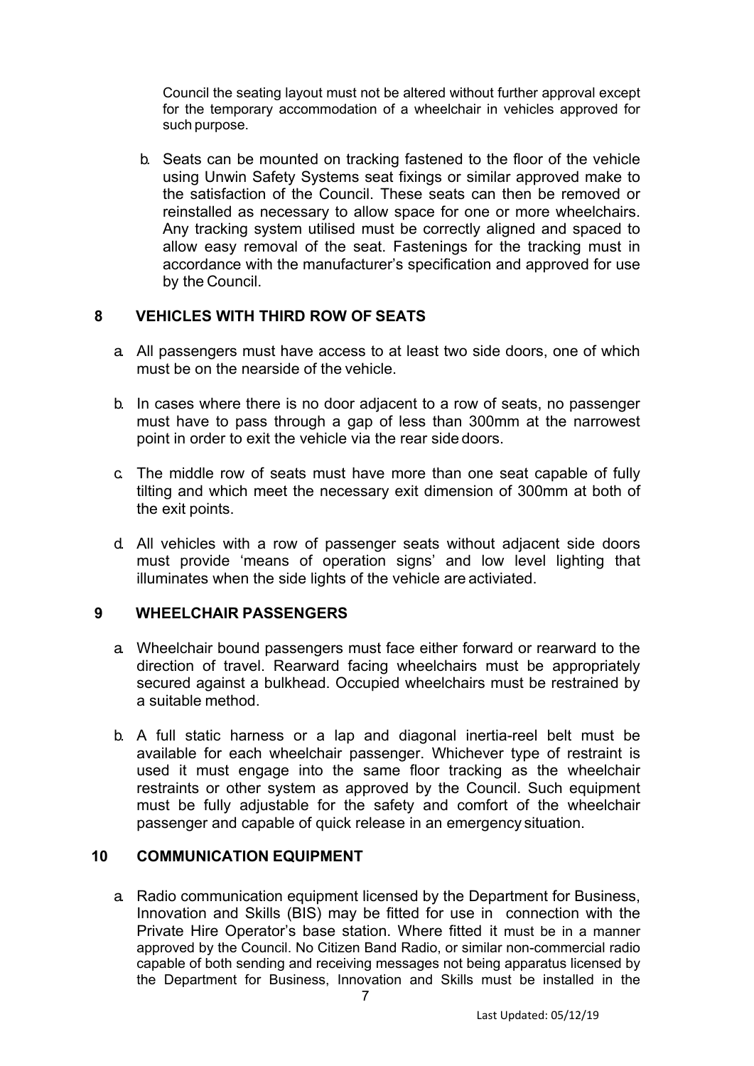Council the seating layout must not be altered without further approval except for the temporary accommodation of a wheelchair in vehicles approved for such purpose.

b. Seats can be mounted on tracking fastened to the floor of the vehicle using Unwin Safety Systems seat fixings or similar approved make to the satisfaction of the Council. These seats can then be removed or reinstalled as necessary to allow space for one or more wheelchairs. Any tracking system utilised must be correctly aligned and spaced to allow easy removal of the seat. Fastenings for the tracking must in accordance with the manufacturer's specification and approved for use by the Council.

## 8 VEHICLES WITH THIRD ROW OF SEATS

a. All passengers must have access to at least two side doors, one of which must be on the nearside of the vehicle.

b. In cases where there is no door adjacent to a row of seats, no passenger must have to pass through a gap of less than 300mm at the narrowest point in order to exit the vehicle via the rear side doors.

c. The middle row of seats must have more than one seat capable of fully tilting and which meet the necessary exit dimension of 300mm at both of the exit points.

d. All vehicles with a row of passenger seats without adjacent side doors must provide 'means of operation signs' and low level lighting that illuminates when the side lights of the vehicle are activiated.

## 9 WHEELCHAIR PASSENGERS

a. Wheelchair bound passengers must face either forward or rearward to the direction of travel. Rearward facing wheelchairs must be appropriately secured against a bulkhead. Occupied wheelchairs must be restrained by a suitable method.

b. A full static harness or a lap and diagonal inertia-reel belt must be available for each wheelchair passenger. Whichever type of restraint is used it must engage into the same floor tracking as the wheelchair restraints or other system as approved by the Council. Such equipment must be fully adjustable for the safety and comfort of the wheelchair passenger and capable of quick release in an emergency situation.

## 10 COMMUNICATION EQUIPMENT

a. Radio communication equipment licensed by the Department for Business, Innovation and Skills (BIS) may be fitted for use in connection with the Private Hire Operator's base station. Where fitted it must be in a manner approved by the Council. No Citizen Band Radio, or similar non-commercial radio capable of both sending and receiving messages not being apparatus licensed by the Department for Business, Innovation and Skills must be installed in the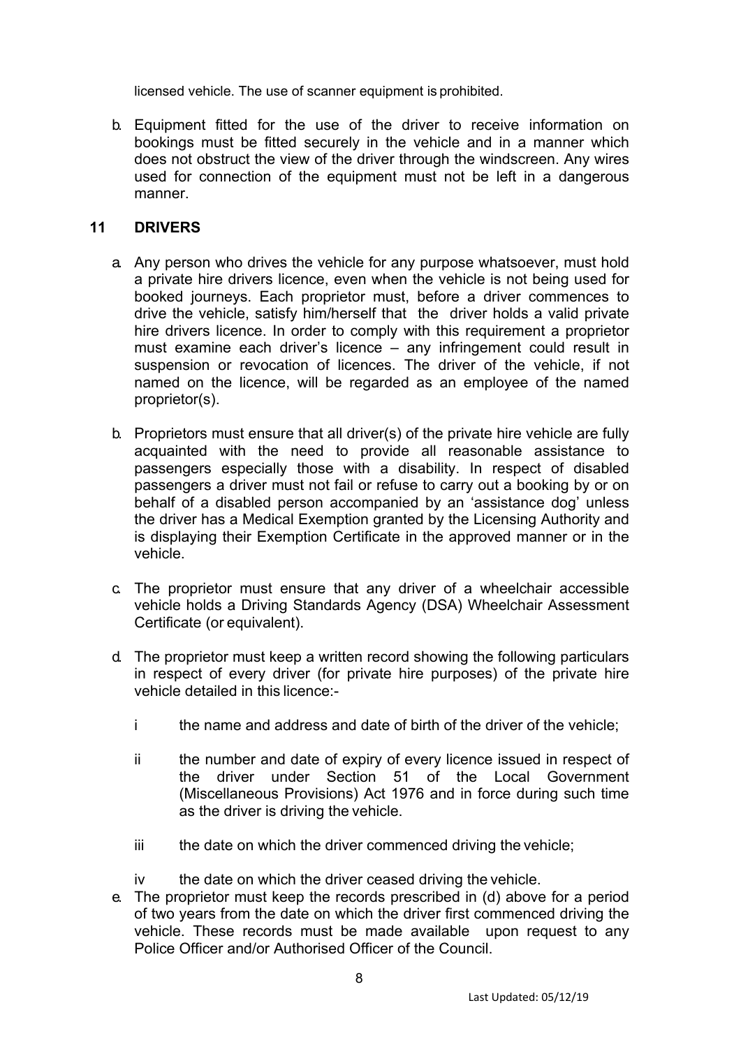licensed vehicle. The use of scanner equipment is prohibited.

b. Equipment fitted for the use of the driver to receive information on bookings must be fitted securely in the vehicle and in a manner which does not obstruct the view of the driver through the windscreen. Any wires used for connection of the equipment must not be left in a dangerous manner.

## 11 DRIVERS

a. Any person who drives the vehicle for any purpose whatsoever, must hold a private hire drivers licence, even when the vehicle is not being used for booked journeys. Each proprietor must, before a driver commences to drive the vehicle, satisfy him/herself that the driver holds a valid private hire drivers licence. In order to comply with this requirement a proprietor must examine each driver's licence – any infringement could result in suspension or revocation of licences. The driver of the vehicle, if not named on the licence, will be regarded as an employee of the named proprietor(s).

b. Proprietors must ensure that all driver(s) of the private hire vehicle are fully acquainted with the need to provide all reasonable assistance to passengers especially those with a disability. In respect of disabled passengers a driver must not fail or refuse to carry out a booking by or on behalf of a disabled person accompanied by an 'assistance dog' unless the driver has a Medical Exemption granted by the Licensing Authority and is displaying their Exemption Certificate in the approved manner or in the vehicle.

c. The proprietor must ensure that any driver of a wheelchair accessible vehicle holds a Driving Standards Agency (DSA) Wheelchair Assessment Certificate (or equivalent).

d. The proprietor must keep a written record showing the following particulars in respect of every driver (for private hire purposes) of the private hire vehicle detailed in this licence:-

   i the name and address and date of birth of the driver of the vehicle;

   ii the number and date of expiry of every licence issued in respect of the driver under Section 51 of the Local Government (Miscellaneous Provisions) Act 1976 and in force during such time as the driver is driving the vehicle.

   iii the date on which the driver commenced driving the vehicle;

   iv the date on which the driver ceased driving the vehicle.

e. The proprietor must keep the records prescribed in (d) above for a period of two years from the date on which the driver first commenced driving the vehicle. These records must be made available upon request to any Police Officer and/or Authorised Officer of the Council.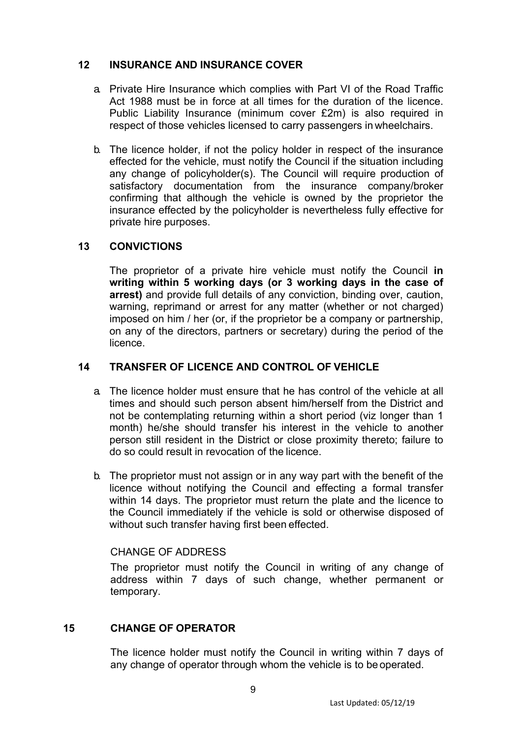## 12 INSURANCE AND INSURANCE COVER

a. Private Hire Insurance which complies with Part VI of the Road Traffic Act 1988 must be in force at all times for the duration of the licence. Public Liability Insurance (minimum cover £2m) is also required in respect of those vehicles licensed to carry passengers in wheelchairs.

b. The licence holder, if not the policy holder in respect of the insurance effected for the vehicle, must notify the Council if the situation including any change of policyholder(s). The Council will require production of satisfactory documentation from the insurance company/broker confirming that although the vehicle is owned by the proprietor the insurance effected by the policyholder is nevertheless fully effective for private hire purposes.

## 13 CONVICTIONS

The proprietor of a private hire vehicle must notify the Council **in writing within 5 working days (or 3 working days in the case of arrest)** and provide full details of any conviction, binding over, caution, warning, reprimand or arrest for any matter (whether or not charged) imposed on him / her (or, if the proprietor be a company or partnership, on any of the directors, partners or secretary) during the period of the licence.

## 14 TRANSFER OF LICENCE AND CONTROL OF VEHICLE

a. The licence holder must ensure that he has control of the vehicle at all times and should such person absent him/herself from the District and not be contemplating returning within a short period (viz longer than 1 month) he/she should transfer his interest in the vehicle to another person still resident in the District or close proximity thereto; failure to do so could result in revocation of the licence.

b. The proprietor must not assign or in any way part with the benefit of the licence without notifying the Council and effecting a formal transfer within 14 days. The proprietor must return the plate and the licence to the Council immediately if the vehicle is sold or otherwise disposed of without such transfer having first been effected.

CHANGE OF ADDRESS

The proprietor must notify the Council in writing of any change of address within 7 days of such change, whether permanent or temporary.

## 15 CHANGE OF OPERATOR

The licence holder must notify the Council in writing within 7 days of any change of operator through whom the vehicle is to be operated.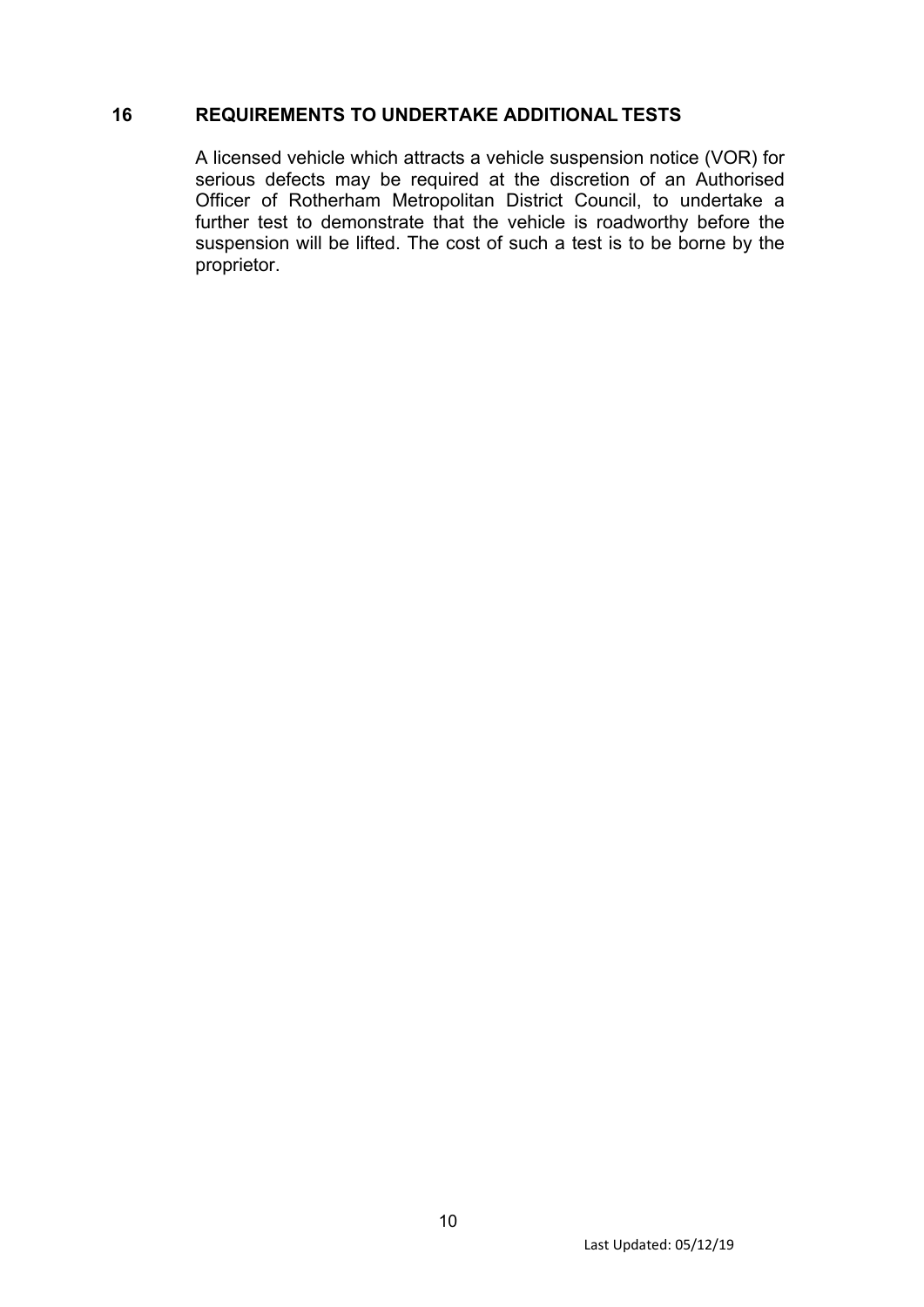## 16 REQUIREMENTS TO UNDERTAKE ADDITIONAL TESTS

A licensed vehicle which attracts a vehicle suspension notice (VOR) for serious defects may be required at the discretion of an Authorised Officer of Rotherham Metropolitan District Council, to undertake a further test to demonstrate that the vehicle is roadworthy before the suspension will be lifted. The cost of such a test is to be borne by the proprietor.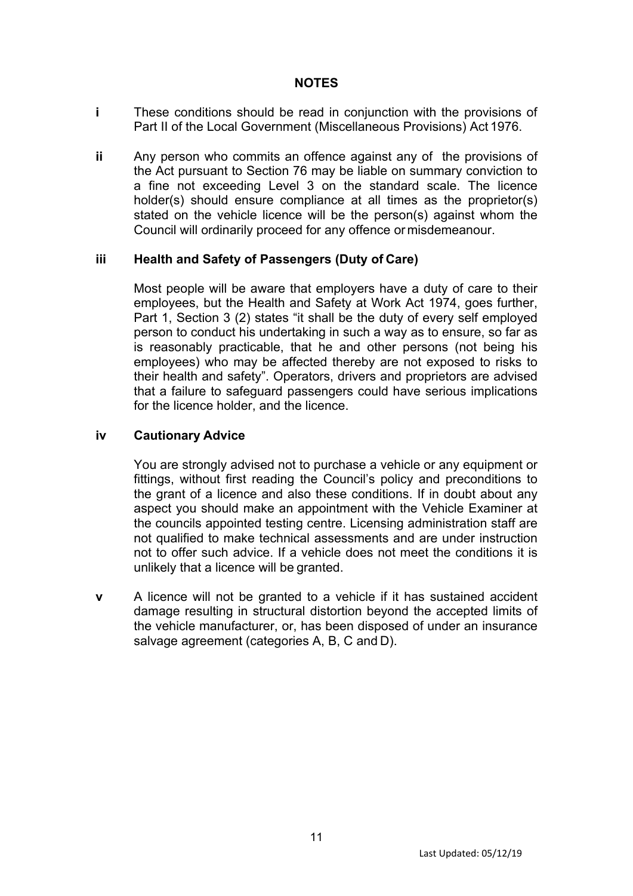## NOTES

**i** These conditions should be read in conjunction with the provisions of Part II of the Local Government (Miscellaneous Provisions) Act 1976.

**ii** Any person who commits an offence against any of the provisions of the Act pursuant to Section 76 may be liable on summary conviction to a fine not exceeding Level 3 on the standard scale. The licence holder(s) should ensure compliance at all times as the proprietor(s) stated on the vehicle licence will be the person(s) against whom the Council will ordinarily proceed for any offence or misdemeanour.

**iii Health and Safety of Passengers (Duty of Care)**

Most people will be aware that employers have a duty of care to their employees, but the Health and Safety at Work Act 1974, goes further, Part 1, Section 3 (2) states "it shall be the duty of every self employed person to conduct his undertaking in such a way as to ensure, so far as is reasonably practicable, that he and other persons (not being his employees) who may be affected thereby are not exposed to risks to their health and safety". Operators, drivers and proprietors are advised that a failure to safeguard passengers could have serious implications for the licence holder, and the licence.

**iv Cautionary Advice**

You are strongly advised not to purchase a vehicle or any equipment or fittings, without first reading the Council's policy and preconditions to the grant of a licence and also these conditions. If in doubt about any aspect you should make an appointment with the Vehicle Examiner at the councils appointed testing centre. Licensing administration staff are not qualified to make technical assessments and are under instruction not to offer such advice. If a vehicle does not meet the conditions it is unlikely that a licence will be granted.

**v** A licence will not be granted to a vehicle if it has sustained accident damage resulting in structural distortion beyond the accepted limits of the vehicle manufacturer, or, has been disposed of under an insurance salvage agreement (categories A, B, C and D).

Last Updated: 05/12/19